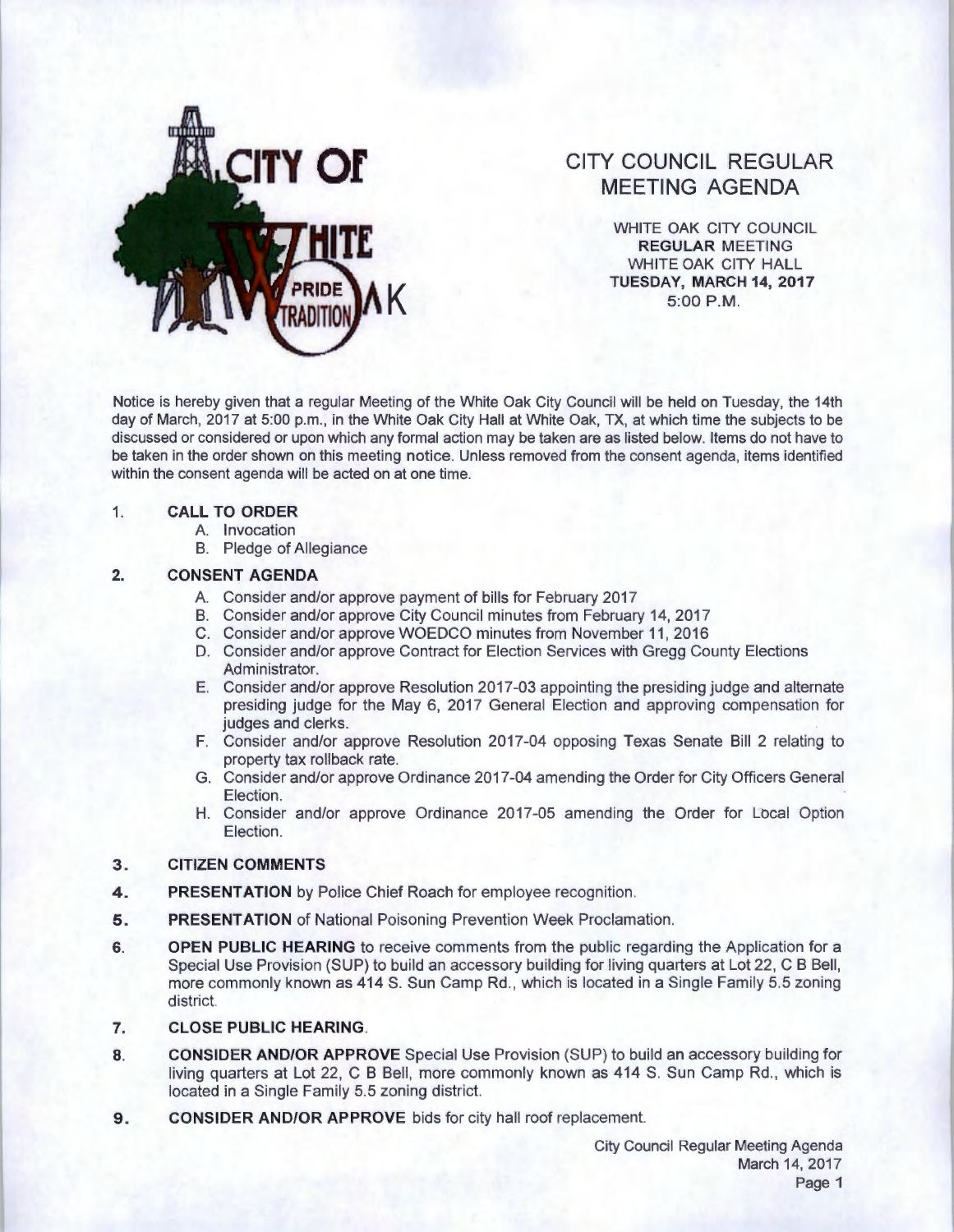# CITY COUNCIL REGULAR MEETING AGENDA

WHITE OAK CITY COUNCIL
**REGULAR** MEETING
WHITE OAK CITY HALL
**TUESDAY, MARCH 14, 2017**
5:00 P.M.

Notice is hereby given that a regular Meeting of the White Oak City Council will be held on Tuesday, the 14th day of March, 2017 at 5:00 p.m., in the White Oak City Hall at White Oak, TX, at which time the subjects to be discussed or considered or upon which any formal action may be taken are as listed below. Items do not have to be taken in the order shown on this meeting notice. Unless removed from the consent agenda, items identified within the consent agenda will be acted on at one time.

1. **CALL TO ORDER**
   - A. Invocation
   - B. Pledge of Allegiance

2. **CONSENT AGENDA**
   - A. Consider and/or approve payment of bills for February 2017
   - B. Consider and/or approve City Council minutes from February 14, 2017
   - C. Consider and/or approve WOEDCO minutes from November 11, 2016
   - D. Consider and/or approve Contract for Election Services with Gregg County Elections Administrator.
   - E. Consider and/or approve Resolution 2017-03 appointing the presiding judge and alternate presiding judge for the May 6, 2017 General Election and approving compensation for judges and clerks.
   - F. Consider and/or approve Resolution 2017-04 opposing Texas Senate Bill 2 relating to property tax rollback rate.
   - G. Consider and/or approve Ordinance 2017-04 amending the Order for City Officers General Election.
   - H. Consider and/or approve Ordinance 2017-05 amending the Order for Local Option Election.

3. **CITIZEN COMMENTS**

4. **PRESENTATION** by Police Chief Roach for employee recognition.

5. **PRESENTATION** of National Poisoning Prevention Week Proclamation.

6. **OPEN PUBLIC HEARING** to receive comments from the public regarding the Application for a Special Use Provision (SUP) to build an accessory building for living quarters at Lot 22, C B Bell, more commonly known as 414 S. Sun Camp Rd., which is located in a Single Family 5.5 zoning district.

7. **CLOSE PUBLIC HEARING**.

8. **CONSIDER AND/OR APPROVE** Special Use Provision (SUP) to build an accessory building for living quarters at Lot 22, C B Bell, more commonly known as 414 S. Sun Camp Rd., which is located in a Single Family 5.5 zoning district.

9. **CONSIDER AND/OR APPROVE** bids for city hall roof replacement.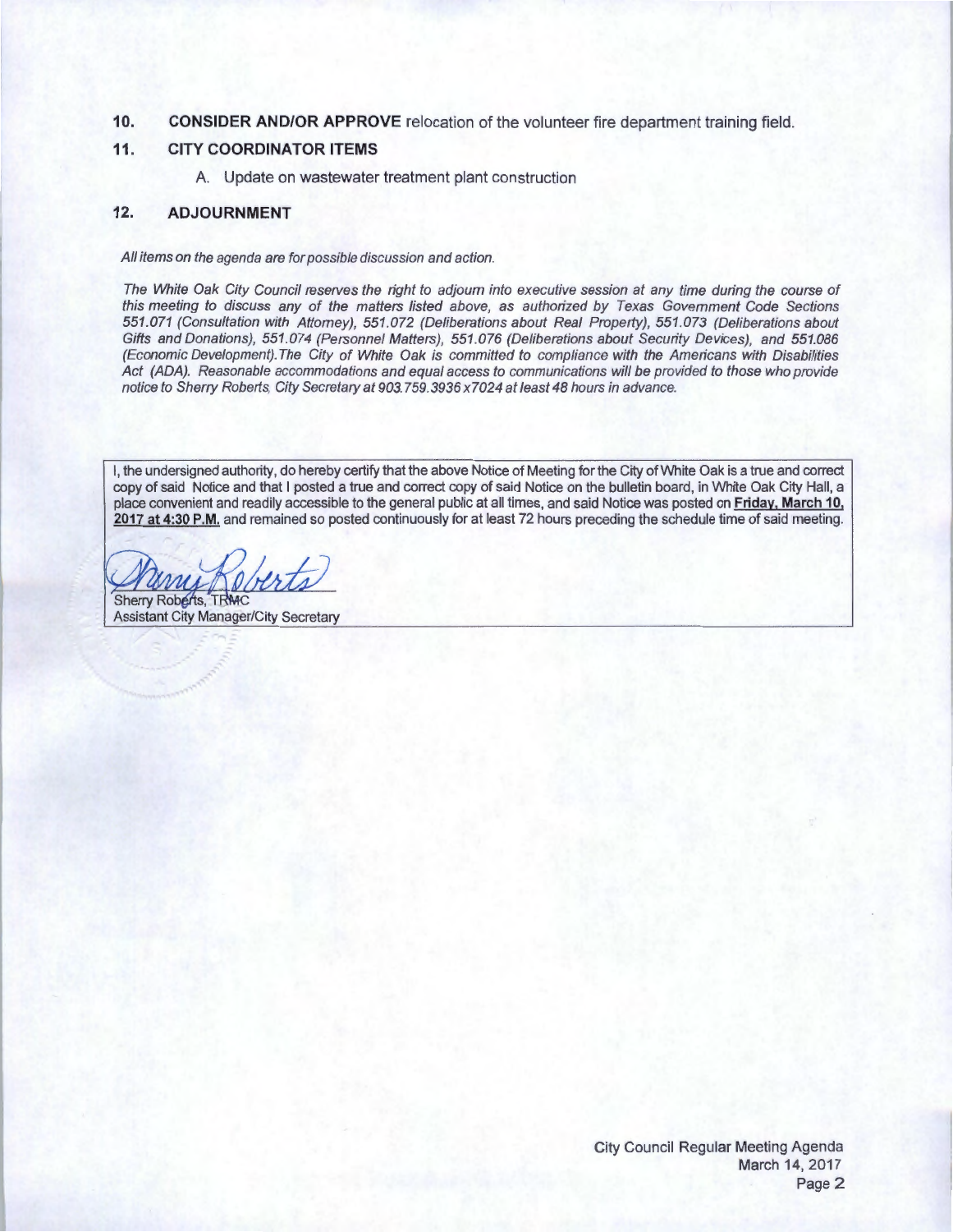10. **CONSIDER AND/OR APPROVE** relocation of the volunteer fire department training field.

11. **CITY COORDINATOR ITEMS**

    A. Update on wastewater treatment plant construction

12. **ADJOURNMENT**

*All items on the agenda are for possible discussion and action.*

*The White Oak City Council reserves the right to adjourn into executive session at any time during the course of this meeting to discuss any of the matters listed above, as authorized by Texas Government Code Sections 551.071 (Consultation with Attorney), 551.072 (Deliberations about Real Property), 551.073 (Deliberations about Gifts and Donations), 551.074 (Personnel Matters), 551.076 (Deliberations about Security Devices), and 551.086 (Economic Development).The City of White Oak is committed to compliance with the Americans with Disabilities Act (ADA). Reasonable accommodations and equal access to communications will be provided to those who provide notice to Sherry Roberts, City Secretary at 903.759.3936 x7024 at least 48 hours in advance.*

I, the undersigned authority, do hereby certify that the above Notice of Meeting for the City of White Oak is a true and correct copy of said Notice and that I posted a true and correct copy of said Notice on the bulletin board, in White Oak City Hall, a place convenient and readily accessible to the general public at all times, and said Notice was posted on **Friday, March 10, 2017 at 4:30 P.M.** and remained so posted continuously for at least 72 hours preceding the schedule time of said meeting.

Sherry Roberts, TRMC
Assistant City Manager/City Secretary

City Council Regular Meeting Agenda
March 14, 2017